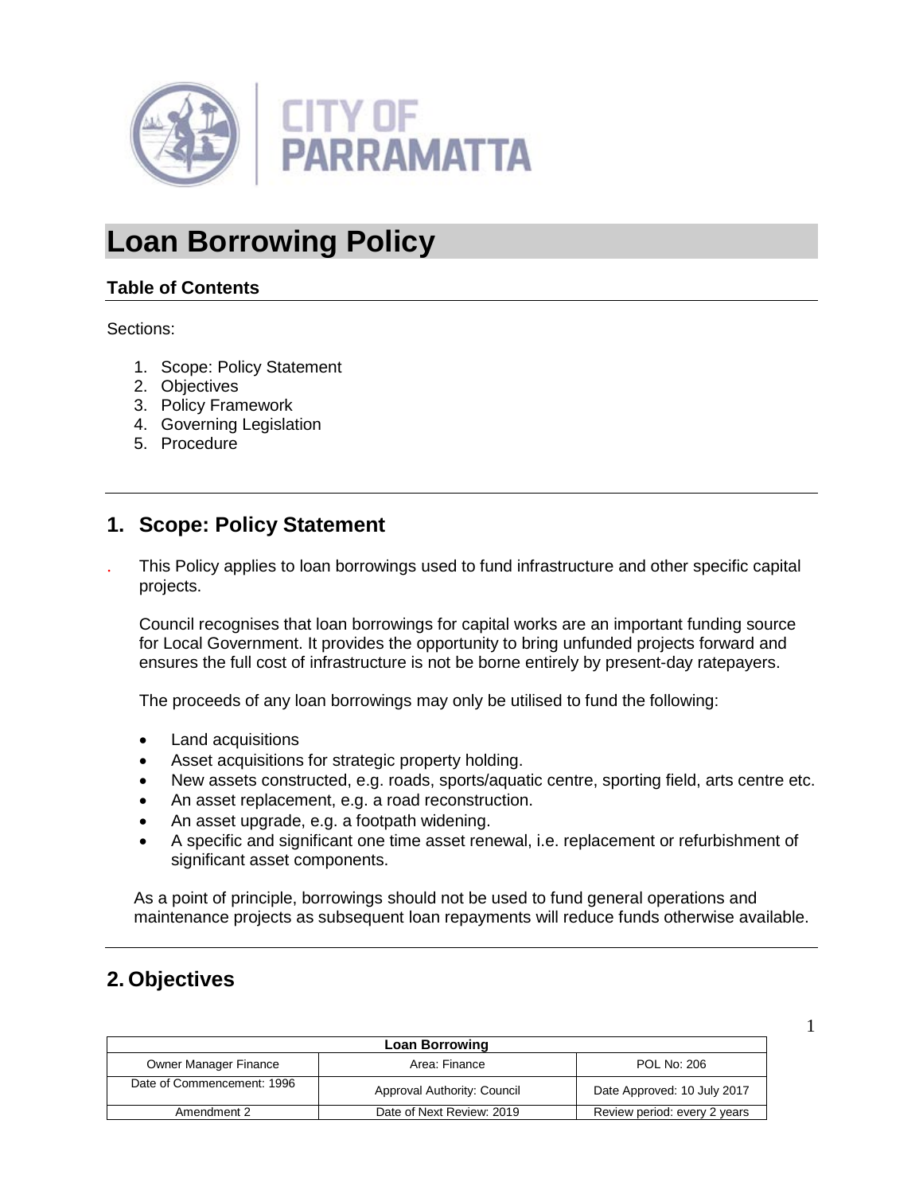# Loan Borrowing Policy

### Table of Contents

Sections:

1. Scope: Policy Statement
2. Objectives
3. Policy Framework
4. Governing Legislation
5. Procedure

## 1. Scope: Policy Statement

This Policy applies to loan borrowings used to fund infrastructure and other specific capital projects.

Council recognises that loan borrowings for capital works are an important funding source for Local Government. It provides the opportunity to bring unfunded projects forward and ensures the full cost of infrastructure is not be borne entirely by present-day ratepayers.

The proceeds of any loan borrowings may only be utilised to fund the following:

- Land acquisitions
- Asset acquisitions for strategic property holding.
- New assets constructed, e.g. roads, sports/aquatic centre, sporting field, arts centre etc.
- An asset replacement, e.g. a road reconstruction.
- An asset upgrade, e.g. a footpath widening.
- A specific and significant one time asset renewal, i.e. replacement or refurbishment of significant asset components.

As a point of principle, borrowings should not be used to fund general operations and maintenance projects as subsequent loan repayments will reduce funds otherwise available.

## 2. Objectives

| Loan Borrowing | | |
|---|---|---|
| Owner Manager Finance | Area: Finance | POL No: 206 |
| Date of Commencement: 1996 | Approval Authority: Council | Date Approved: 10 July 2017 |
| Amendment 2 | Date of Next Review: 2019 | Review period: every 2 years |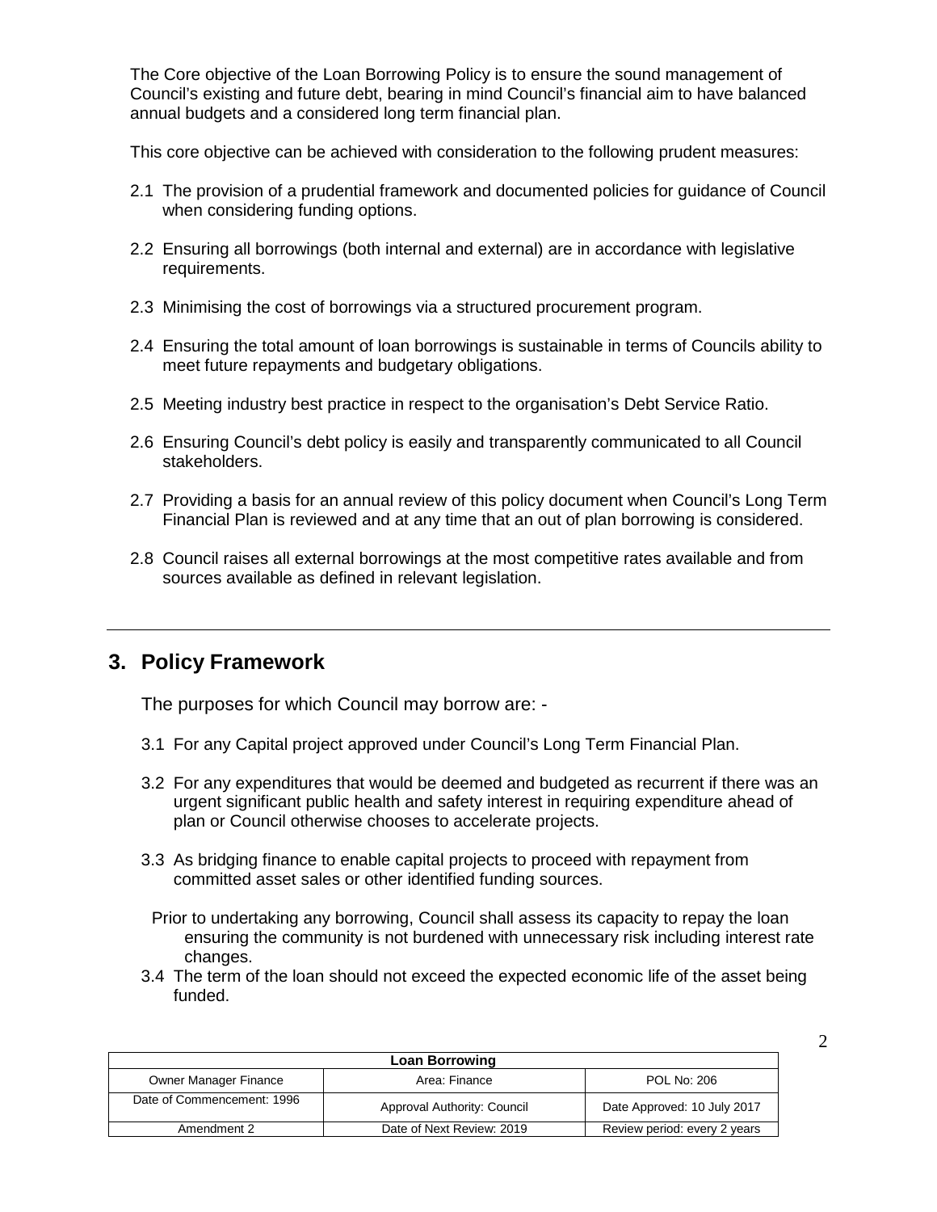The Core objective of the Loan Borrowing Policy is to ensure the sound management of Council's existing and future debt, bearing in mind Council's financial aim to have balanced annual budgets and a considered long term financial plan.

This core objective can be achieved with consideration to the following prudent measures:

2.1 The provision of a prudential framework and documented policies for guidance of Council when considering funding options.

2.2 Ensuring all borrowings (both internal and external) are in accordance with legislative requirements.

2.3 Minimising the cost of borrowings via a structured procurement program.

2.4 Ensuring the total amount of loan borrowings is sustainable in terms of Councils ability to meet future repayments and budgetary obligations.

2.5 Meeting industry best practice in respect to the organisation's Debt Service Ratio.

2.6 Ensuring Council's debt policy is easily and transparently communicated to all Council stakeholders.

2.7 Providing a basis for an annual review of this policy document when Council's Long Term Financial Plan is reviewed and at any time that an out of plan borrowing is considered.

2.8 Council raises all external borrowings at the most competitive rates available and from sources available as defined in relevant legislation.

---

## 3. Policy Framework

The purposes for which Council may borrow are: -

3.1 For any Capital project approved under Council's Long Term Financial Plan.

3.2 For any expenditures that would be deemed and budgeted as recurrent if there was an urgent significant public health and safety interest in requiring expenditure ahead of plan or Council otherwise chooses to accelerate projects.

3.3 As bridging finance to enable capital projects to proceed with repayment from committed asset sales or other identified funding sources.

Prior to undertaking any borrowing, Council shall assess its capacity to repay the loan ensuring the community is not burdened with unnecessary risk including interest rate changes.

3.4 The term of the loan should not exceed the expected economic life of the asset being funded.

| Loan Borrowing | | |
|---|---|---|
| Owner Manager Finance | Area: Finance | POL No: 206 |
| Date of Commencement: 1996 | Approval Authority: Council | Date Approved: 10 July 2017 |
| Amendment 2 | Date of Next Review: 2019 | Review period: every 2 years |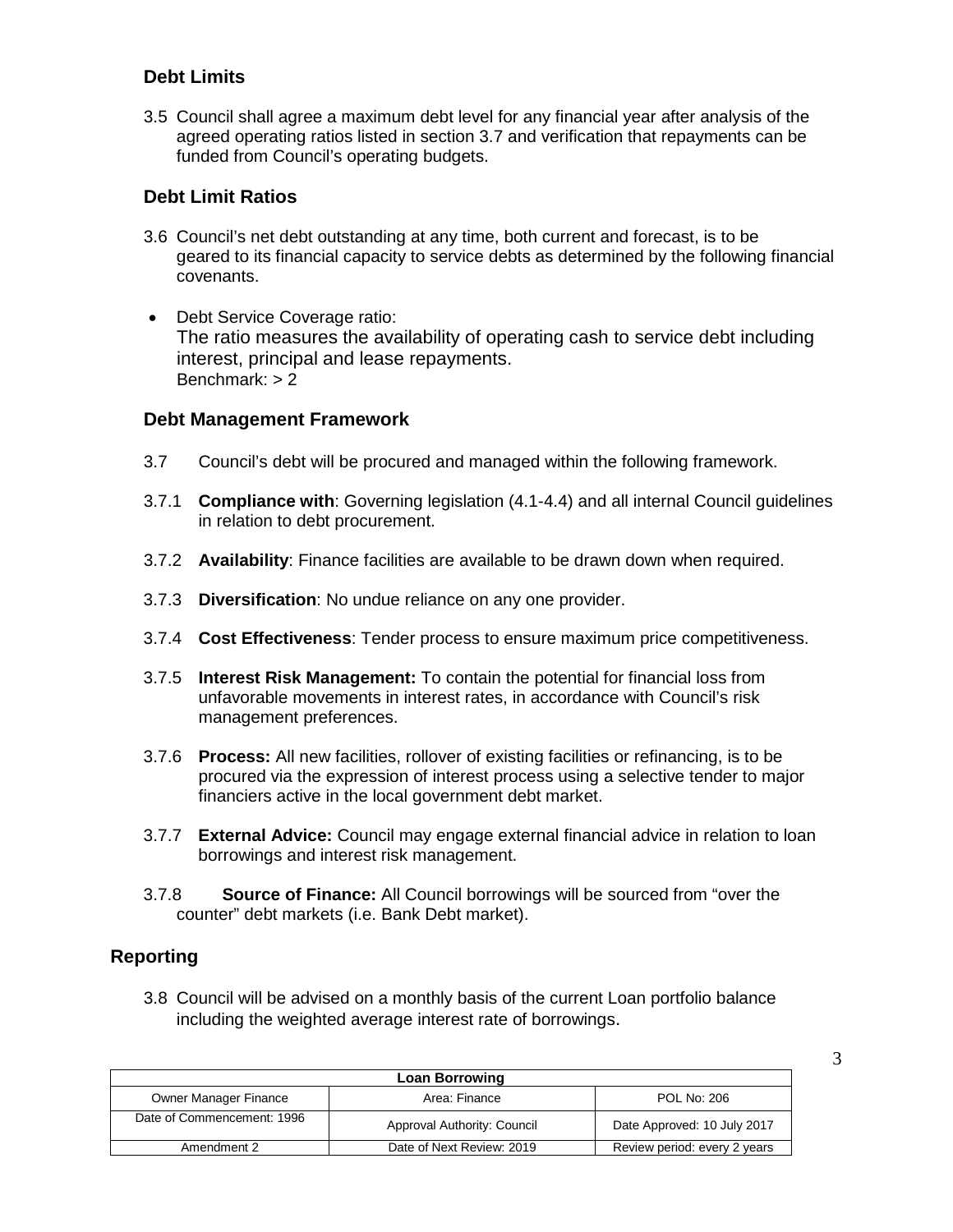### Debt Limits

3.5 Council shall agree a maximum debt level for any financial year after analysis of the agreed operating ratios listed in section 3.7 and verification that repayments can be funded from Council's operating budgets.

### Debt Limit Ratios

3.6 Council's net debt outstanding at any time, both current and forecast, is to be geared to its financial capacity to service debts as determined by the following financial covenants.

- Debt Service Coverage ratio:
  The ratio measures the availability of operating cash to service debt including interest, principal and lease repayments.
  Benchmark: > 2

### Debt Management Framework

3.7 Council's debt will be procured and managed within the following framework.

3.7.1 **Compliance with**: Governing legislation (4.1-4.4) and all internal Council guidelines in relation to debt procurement.

3.7.2 **Availability**: Finance facilities are available to be drawn down when required.

3.7.3 **Diversification**: No undue reliance on any one provider.

3.7.4 **Cost Effectiveness**: Tender process to ensure maximum price competitiveness.

3.7.5 **Interest Risk Management:** To contain the potential for financial loss from unfavorable movements in interest rates, in accordance with Council's risk management preferences.

3.7.6 **Process:** All new facilities, rollover of existing facilities or refinancing, is to be procured via the expression of interest process using a selective tender to major financiers active in the local government debt market.

3.7.7 **External Advice:** Council may engage external financial advice in relation to loan borrowings and interest risk management.

3.7.8 **Source of Finance:** All Council borrowings will be sourced from "over the counter" debt markets (i.e. Bank Debt market).

## Reporting

3.8 Council will be advised on a monthly basis of the current Loan portfolio balance including the weighted average interest rate of borrowings.

| Loan Borrowing | | |
|---|---|---|
| Owner Manager Finance | Area: Finance | POL No: 206 |
| Date of Commencement: 1996 | Approval Authority: Council | Date Approved: 10 July 2017 |
| Amendment 2 | Date of Next Review: 2019 | Review period: every 2 years |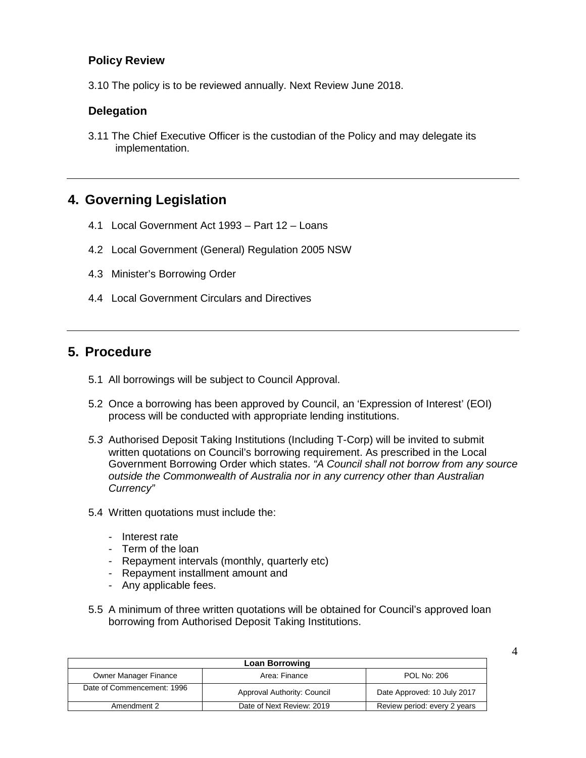### Policy Review

3.10 The policy is to be reviewed annually. Next Review June 2018.

### Delegation

3.11 The Chief Executive Officer is the custodian of the Policy and may delegate its implementation.

## 4. Governing Legislation

4.1 Local Government Act 1993 – Part 12 – Loans

4.2 Local Government (General) Regulation 2005 NSW

4.3 Minister's Borrowing Order

4.4 Local Government Circulars and Directives

## 5. Procedure

5.1 All borrowings will be subject to Council Approval.

5.2 Once a borrowing has been approved by Council, an 'Expression of Interest' (EOI) process will be conducted with appropriate lending institutions.

*5.3* Authorised Deposit Taking Institutions (Including T-Corp) will be invited to submit written quotations on Council's borrowing requirement. As prescribed in the Local Government Borrowing Order which states. *"A Council shall not borrow from any source outside the Commonwealth of Australia nor in any currency other than Australian Currency"*

5.4 Written quotations must include the:

- Interest rate
- Term of the loan
- Repayment intervals (monthly, quarterly etc)
- Repayment installment amount and
- Any applicable fees.

5.5 A minimum of three written quotations will be obtained for Council's approved loan borrowing from Authorised Deposit Taking Institutions.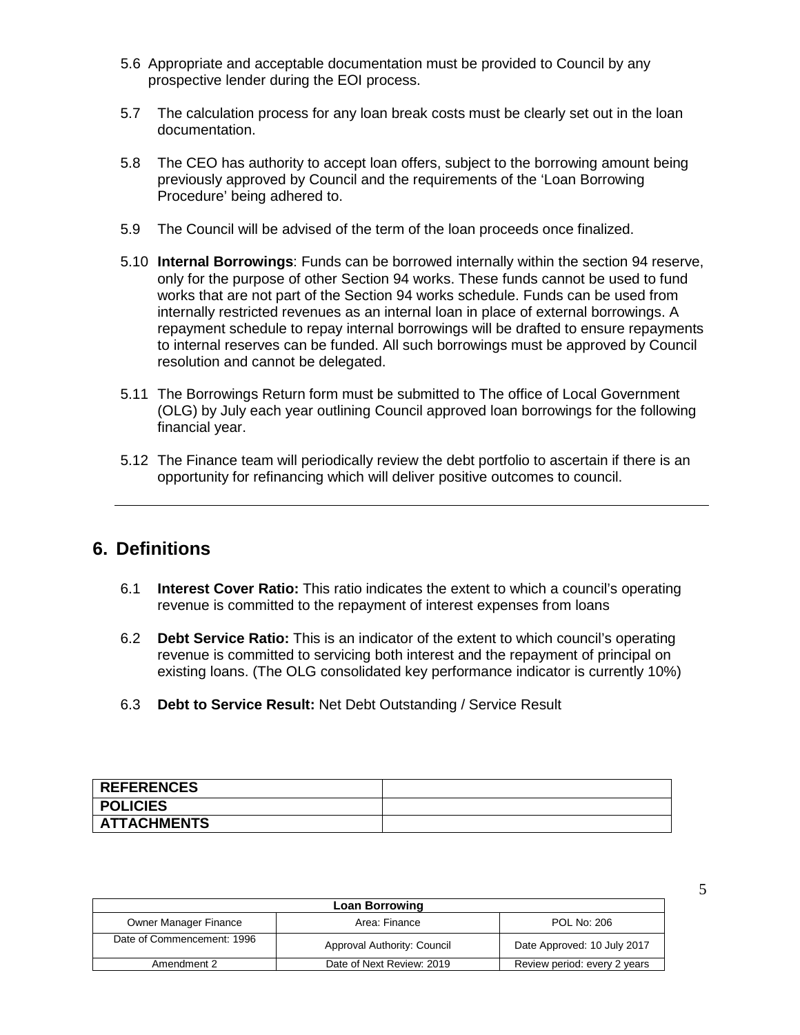5.6 Appropriate and acceptable documentation must be provided to Council by any prospective lender during the EOI process.

5.7 The calculation process for any loan break costs must be clearly set out in the loan documentation.

5.8 The CEO has authority to accept loan offers, subject to the borrowing amount being previously approved by Council and the requirements of the 'Loan Borrowing Procedure' being adhered to.

5.9 The Council will be advised of the term of the loan proceeds once finalized.

5.10 **Internal Borrowings**: Funds can be borrowed internally within the section 94 reserve, only for the purpose of other Section 94 works. These funds cannot be used to fund works that are not part of the Section 94 works schedule. Funds can be used from internally restricted revenues as an internal loan in place of external borrowings. A repayment schedule to repay internal borrowings will be drafted to ensure repayments to internal reserves can be funded. All such borrowings must be approved by Council resolution and cannot be delegated.

5.11 The Borrowings Return form must be submitted to The office of Local Government (OLG) by July each year outlining Council approved loan borrowings for the following financial year.

5.12 The Finance team will periodically review the debt portfolio to ascertain if there is an opportunity for refinancing which will deliver positive outcomes to council.

---

## 6. Definitions

6.1 **Interest Cover Ratio:** This ratio indicates the extent to which a council's operating revenue is committed to the repayment of interest expenses from loans

6.2 **Debt Service Ratio:** This is an indicator of the extent to which council's operating revenue is committed to servicing both interest and the repayment of principal on existing loans. (The OLG consolidated key performance indicator is currently 10%)

6.3 **Debt to Service Result:** Net Debt Outstanding / Service Result

| | |
|---|---|
| **REFERENCES** | |
| **POLICIES** | |
| **ATTACHMENTS** | |

| **Loan Borrowing** | | |
|---|---|---|
| Owner Manager Finance | Area: Finance | POL No: 206 |
| Date of Commencement: 1996 | Approval Authority: Council | Date Approved: 10 July 2017 |
| Amendment 2 | Date of Next Review: 2019 | Review period: every 2 years |